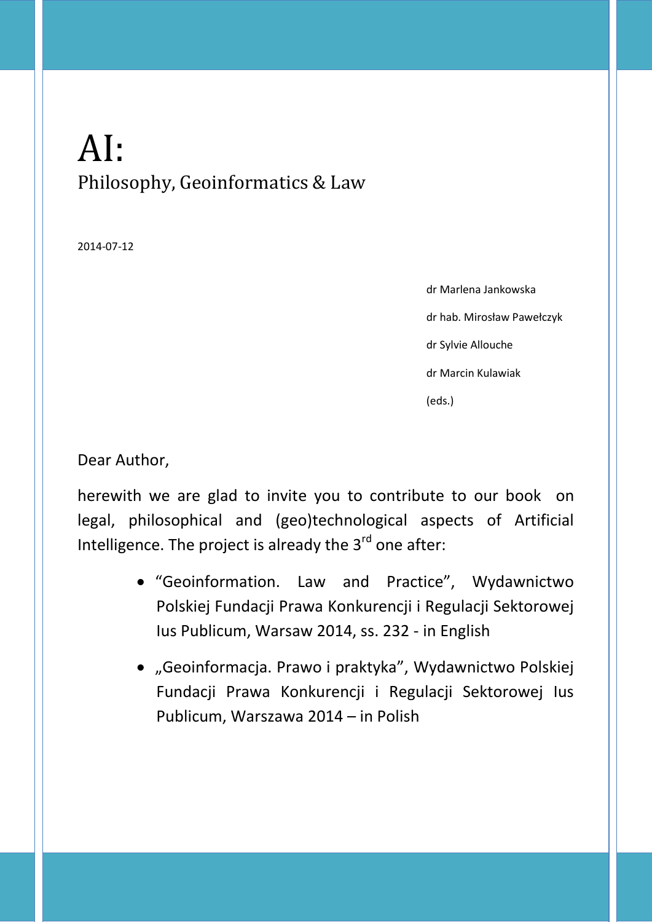# AI:

## Philosophy, Geoinformatics & Law

2014-07-12

dr Marlena Jankowska

dr hab. Mirosław Pawełczyk

dr Sylvie Allouche

dr Marcin Kulawiak

(eds.)

Dear Author,

herewith we are glad to invite you to contribute to our book on legal, philosophical and (geo)technological aspects of Artificial Intelligence. The project is already the 3rd one after:

- "Geoinformation. Law and Practice", Wydawnictwo Polskiej Fundacji Prawa Konkurencji i Regulacji Sektorowej Ius Publicum, Warsaw 2014, ss. 232 - in English
- „Geoinformacja. Prawo i praktyka", Wydawnictwo Polskiej Fundacji Prawa Konkurencji i Regulacji Sektorowej Ius Publicum, Warszawa 2014 – in Polish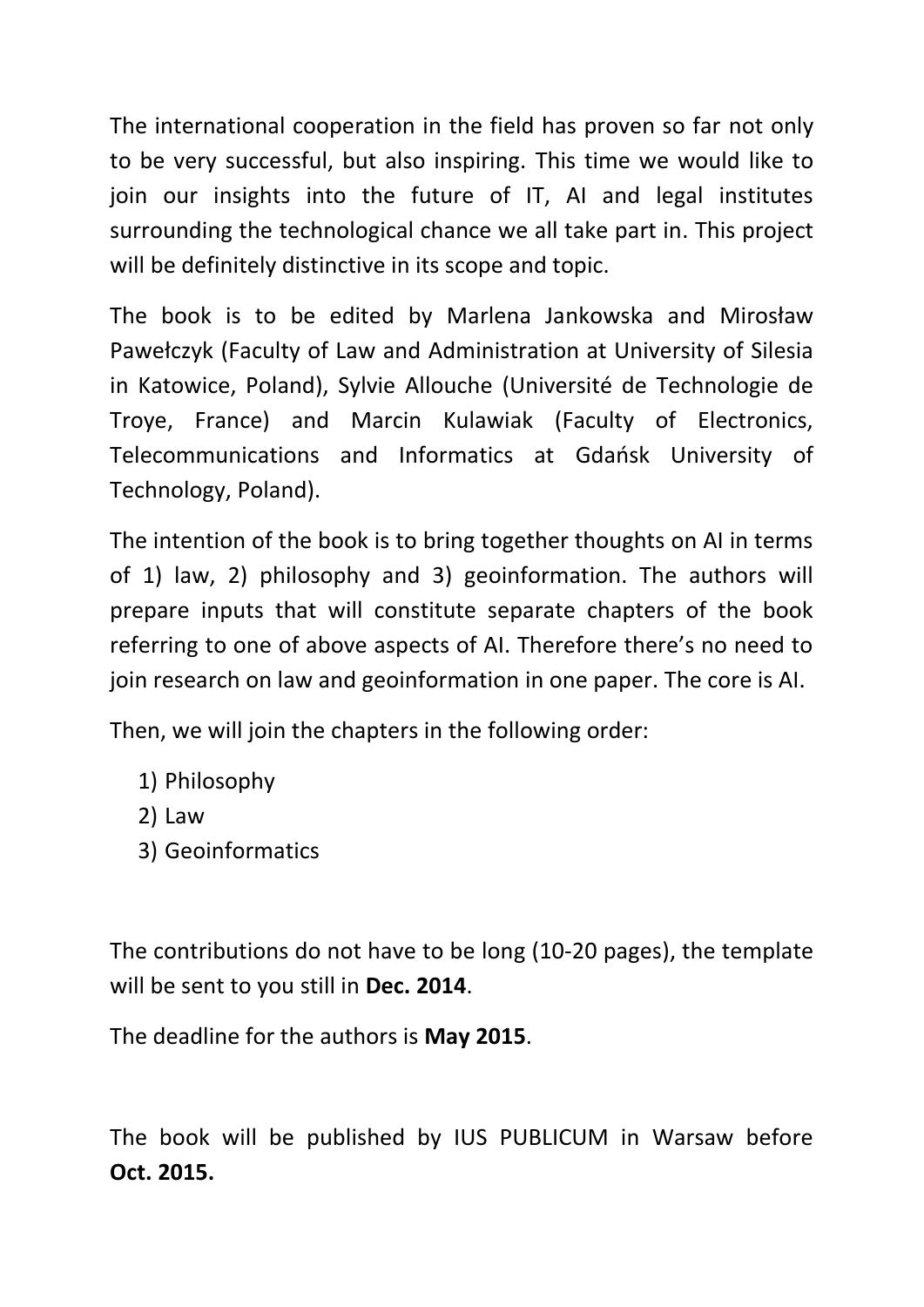The international cooperation in the field has proven so far not only to be very successful, but also inspiring. This time we would like to join our insights into the future of IT, AI and legal institutes surrounding the technological chance we all take part in. This project will be definitely distinctive in its scope and topic.

The book is to be edited by Marlena Jankowska and Mirosław Pawełczyk (Faculty of Law and Administration at University of Silesia in Katowice, Poland), Sylvie Allouche (Université de Technologie de Troye, France) and Marcin Kulawiak (Faculty of Electronics, Telecommunications and Informatics at Gdańsk University of Technology, Poland).

The intention of the book is to bring together thoughts on AI in terms of 1) law, 2) philosophy and 3) geoinformation. The authors will prepare inputs that will constitute separate chapters of the book referring to one of above aspects of AI. Therefore there's no need to join research on law and geoinformation in one paper. The core is AI.

Then, we will join the chapters in the following order:

1) Philosophy
2) Law
3) Geoinformatics

The contributions do not have to be long (10-20 pages), the template will be sent to you still in **Dec. 2014**.

The deadline for the authors is **May 2015**.

The book will be published by IUS PUBLICUM in Warsaw before **Oct. 2015.**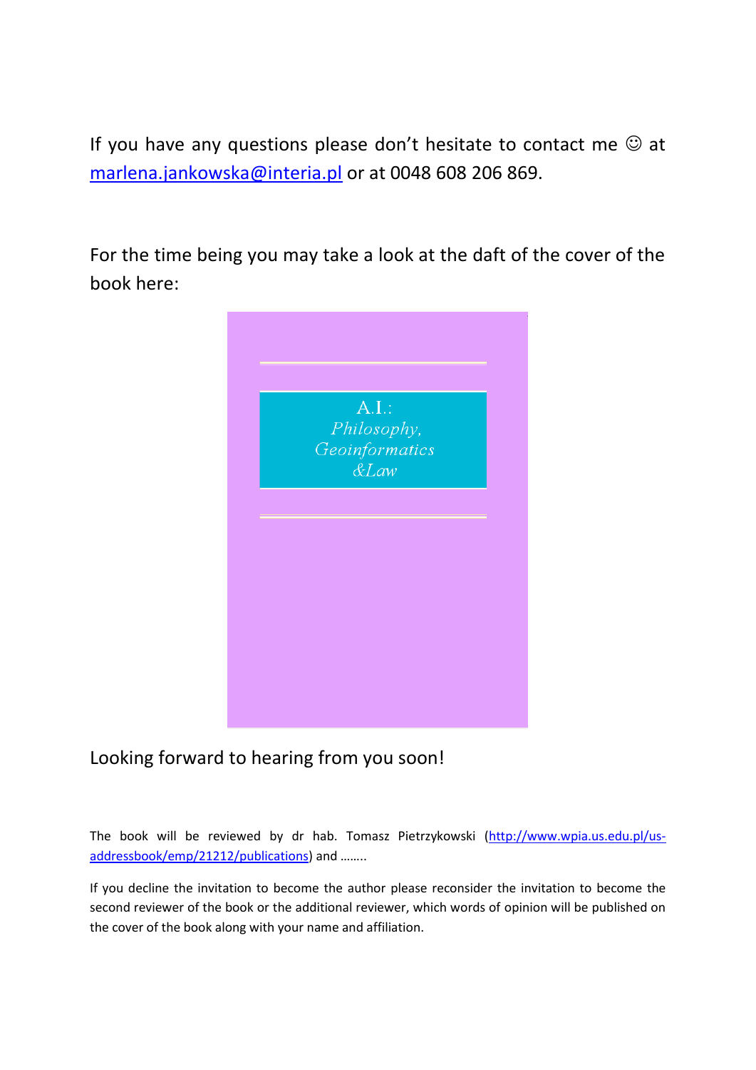If you have any questions please don't hesitate to contact me ☺ at [marlena.jankowska@interia.pl](mailto:marlena.jankowska@interia.pl) or at 0048 608 206 869.

For the time being you may take a look at the daft of the cover of the book here:

A.I.:
*Philosophy,*
*Geoinformatics*
*&Law*

Looking forward to hearing from you soon!

The book will be reviewed by dr hab. Tomasz Pietrzykowski ([http://www.wpia.us.edu.pl/us-addressbook/emp/21212/publications](http://www.wpia.us.edu.pl/us-addressbook/emp/21212/publications)) and ……..

If you decline the invitation to become the author please reconsider the invitation to become the second reviewer of the book or the additional reviewer, which words of opinion will be published on the cover of the book along with your name and affiliation.